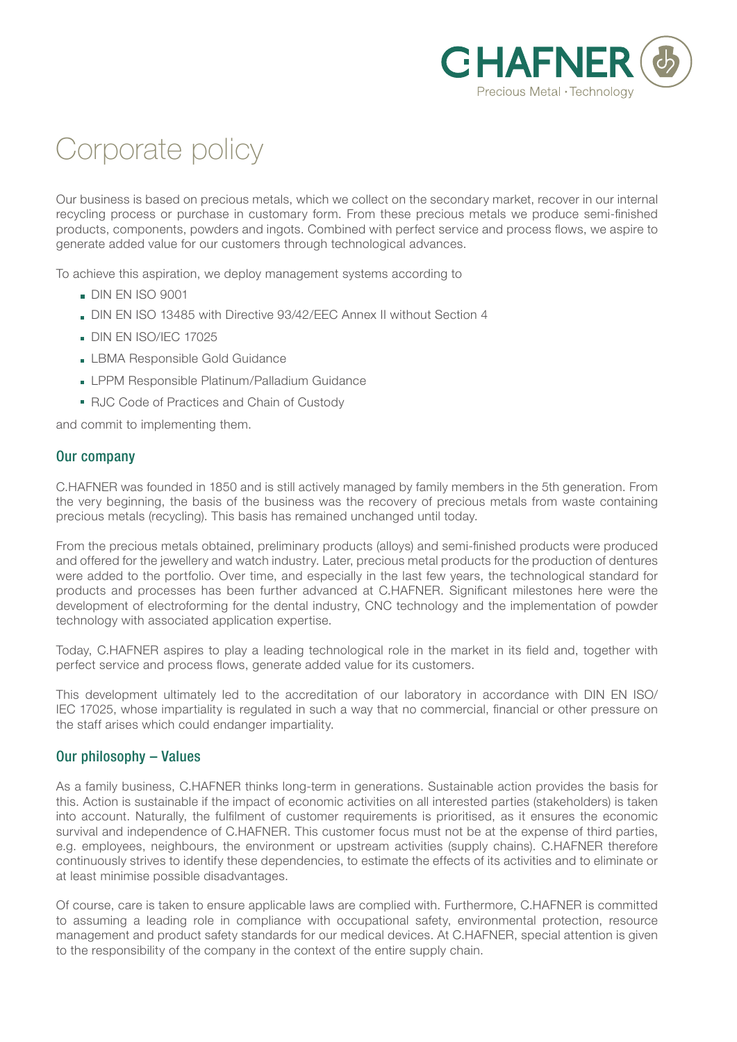# Corporate policy

Our business is based on precious metals, which we collect on the secondary market, recover in our internal recycling process or purchase in customary form. From these precious metals we produce semi-finished products, components, powders and ingots. Combined with perfect service and process flows, we aspire to generate added value for our customers through technological advances.

To achieve this aspiration, we deploy management systems according to

- DIN EN ISO 9001
- DIN EN ISO 13485 with Directive 93/42/EEC Annex II without Section 4
- DIN EN ISO/IEC 17025
- LBMA Responsible Gold Guidance
- LPPM Responsible Platinum/Palladium Guidance
- RJC Code of Practices and Chain of Custody

and commit to implementing them.

## Our company

C.HAFNER was founded in 1850 and is still actively managed by family members in the 5th generation. From the very beginning, the basis of the business was the recovery of precious metals from waste containing precious metals (recycling). This basis has remained unchanged until today.

From the precious metals obtained, preliminary products (alloys) and semi-finished products were produced and offered for the jewellery and watch industry. Later, precious metal products for the production of dentures were added to the portfolio. Over time, and especially in the last few years, the technological standard for products and processes has been further advanced at C.HAFNER. Significant milestones here were the development of electroforming for the dental industry, CNC technology and the implementation of powder technology with associated application expertise.

Today, C.HAFNER aspires to play a leading technological role in the market in its field and, together with perfect service and process flows, generate added value for its customers.

This development ultimately led to the accreditation of our laboratory in accordance with DIN EN ISO/IEC 17025, whose impartiality is regulated in such a way that no commercial, financial or other pressure on the staff arises which could endanger impartiality.

## Our philosophy – Values

As a family business, C.HAFNER thinks long-term in generations. Sustainable action provides the basis for this. Action is sustainable if the impact of economic activities on all interested parties (stakeholders) is taken into account. Naturally, the fulfilment of customer requirements is prioritised, as it ensures the economic survival and independence of C.HAFNER. This customer focus must not be at the expense of third parties, e.g. employees, neighbours, the environment or upstream activities (supply chains). C.HAFNER therefore continuously strives to identify these dependencies, to estimate the effects of its activities and to eliminate or at least minimise possible disadvantages.

Of course, care is taken to ensure applicable laws are complied with. Furthermore, C.HAFNER is committed to assuming a leading role in compliance with occupational safety, environmental protection, resource management and product safety standards for our medical devices. At C.HAFNER, special attention is given to the responsibility of the company in the context of the entire supply chain.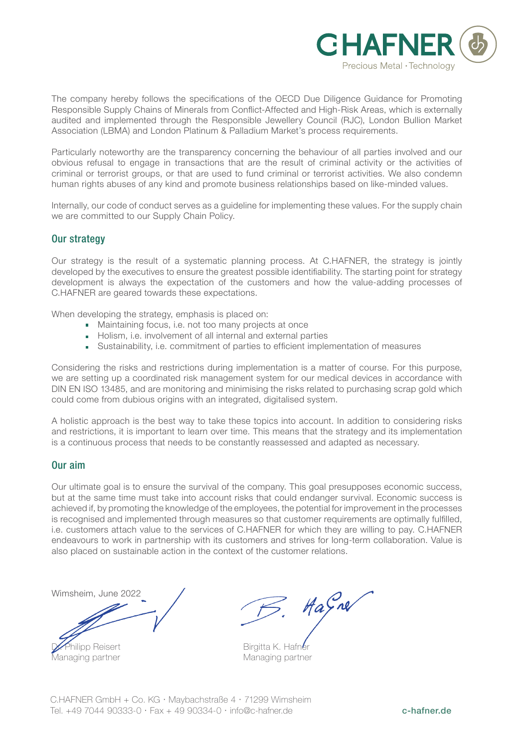The company hereby follows the specifications of the OECD Due Diligence Guidance for Promoting Responsible Supply Chains of Minerals from Conflict-Affected and High-Risk Areas, which is externally audited and implemented through the Responsible Jewellery Council (RJC), London Bullion Market Association (LBMA) and London Platinum & Palladium Market's process requirements.

Particularly noteworthy are the transparency concerning the behaviour of all parties involved and our obvious refusal to engage in transactions that are the result of criminal activity or the activities of criminal or terrorist groups, or that are used to fund criminal or terrorist activities. We also condemn human rights abuses of any kind and promote business relationships based on like-minded values.

Internally, our code of conduct serves as a guideline for implementing these values. For the supply chain we are committed to our Supply Chain Policy.

## Our strategy

Our strategy is the result of a systematic planning process. At C.HAFNER, the strategy is jointly developed by the executives to ensure the greatest possible identifiability. The starting point for strategy development is always the expectation of the customers and how the value-adding processes of C.HAFNER are geared towards these expectations.

When developing the strategy, emphasis is placed on:

- Maintaining focus, i.e. not too many projects at once
- Holism, i.e. involvement of all internal and external parties
- Sustainability, i.e. commitment of parties to efficient implementation of measures

Considering the risks and restrictions during implementation is a matter of course. For this purpose, we are setting up a coordinated risk management system for our medical devices in accordance with DIN EN ISO 13485, and are monitoring and minimising the risks related to purchasing scrap gold which could come from dubious origins with an integrated, digitalised system.

A holistic approach is the best way to take these topics into account. In addition to considering risks and restrictions, it is important to learn over time. This means that the strategy and its implementation is a continuous process that needs to be constantly reassessed and adapted as necessary.

## Our aim

Our ultimate goal is to ensure the survival of the company. This goal presupposes economic success, but at the same time must take into account risks that could endanger survival. Economic success is achieved if, by promoting the knowledge of the employees, the potential for improvement in the processes is recognised and implemented through measures so that customer requirements are optimally fulfilled, i.e. customers attach value to the services of C.HAFNER for which they are willing to pay. C.HAFNER endeavours to work in partnership with its customers and strives for long-term collaboration. Value is also placed on sustainable action in the context of the customer relations.

Wimsheim, June 2022

Dr. Philipp Reisert
Managing partner

Birgitta K. Hafner
Managing partner

C.HAFNER GmbH + Co. KG · Maybachstraße 4 · 71299 Wimsheim
Tel. +49 7044 90333-0 · Fax + 49 90334-0 · info@c-hafner.de

c-hafner.de